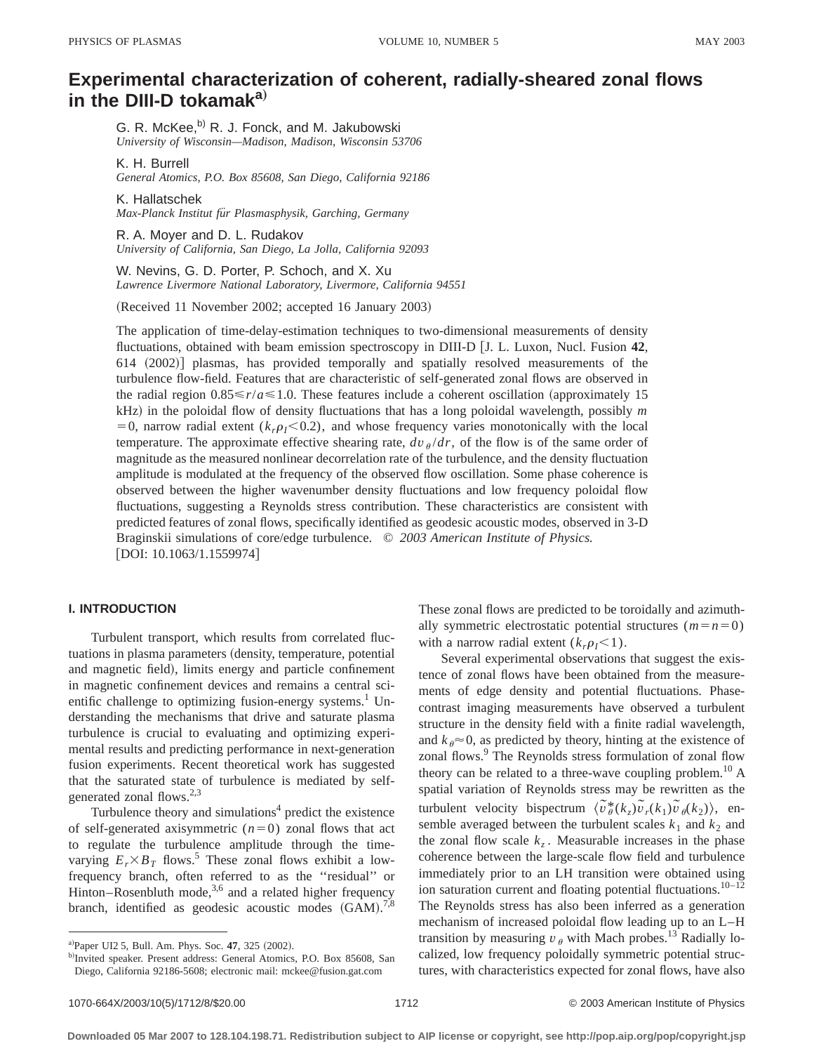# Experimental characterization of coherent, radially-sheared zonal flows in the DIII-D tokamak[a]

G. R. McKee,[b] R. J. Fonck, and M. Jakubowski
*University of Wisconsin—Madison, Madison, Wisconsin 53706*

K. H. Burrell
*General Atomics, P.O. Box 85608, San Diego, California 92186*

K. Hallatschek
*Max-Planck Institut für Plasmasphysik, Garching, Germany*

R. A. Moyer and D. L. Rudakov
*University of California, San Diego, La Jolla, California 92093*

W. Nevins, G. D. Porter, P. Schoch, and X. Xu
*Lawrence Livermore National Laboratory, Livermore, California 94551*

(Received 11 November 2002; accepted 16 January 2003)

The application of time-delay-estimation techniques to two-dimensional measurements of density fluctuations, obtained with beam emission spectroscopy in DIII-D [J. L. Luxon, Nucl. Fusion **42**, 614 (2002)] plasmas, has provided temporally and spatially resolved measurements of the turbulence flow-field. Features that are characteristic of self-generated zonal flows are observed in the radial region $0.85 \leqslant r/a \leqslant 1.0$. These features include a coherent oscillation (approximately 15 kHz) in the poloidal flow of density fluctuations that has a long poloidal wavelength, possibly $m = 0$, narrow radial extent ($k_r \rho_I < 0.2$), and whose frequency varies monotonically with the local temperature. The approximate effective shearing rate, $dv_\theta/dr$, of the flow is of the same order of magnitude as the measured nonlinear decorrelation rate of the turbulence, and the density fluctuation amplitude is modulated at the frequency of the observed flow oscillation. Some phase coherence is observed between the higher wavenumber density fluctuations and low frequency poloidal flow fluctuations, suggesting a Reynolds stress contribution. These characteristics are consistent with predicted features of zonal flows, specifically identified as geodesic acoustic modes, observed in 3-D Braginskii simulations of core/edge turbulence. © *2003 American Institute of Physics.* [DOI: 10.1063/1.1559974]

## I. INTRODUCTION

Turbulent transport, which results from correlated fluctuations in plasma parameters (density, temperature, potential and magnetic field), limits energy and particle confinement in magnetic confinement devices and remains a central scientific challenge to optimizing fusion-energy systems.[1] Understanding the mechanisms that drive and saturate plasma turbulence is crucial to evaluating and optimizing experimental results and predicting performance in next-generation fusion experiments. Recent theoretical work has suggested that the saturated state of turbulence is mediated by self-generated zonal flows.[2,3]

Turbulence theory and simulations[4] predict the existence of self-generated axisymmetric ($n=0$) zonal flows that act to regulate the turbulence amplitude through the time-varying $E_r \times B_T$ flows.[5] These zonal flows exhibit a low-frequency branch, often referred to as the "residual" or Hinton–Rosenbluth mode,[3,6] and a related higher frequency branch, identified as geodesic acoustic modes (GAM).[7,8] These zonal flows are predicted to be toroidally and azimuthally symmetric electrostatic potential structures ($m=n=0$) with a narrow radial extent ($k_r \rho_I < 1$).

Several experimental observations that suggest the existence of zonal flows have been obtained from the measurements of edge density and potential fluctuations. Phase-contrast imaging measurements have observed a turbulent structure in the density field with a finite radial wavelength, and $k_\theta \approx 0$, as predicted by theory, hinting at the existence of zonal flows.[9] The Reynolds stress formulation of zonal flow theory can be related to a three-wave coupling problem.[10] A spatial variation of Reynolds stress may be rewritten as the turbulent velocity bispectrum $\langle \tilde{v}_\theta^*(k_z) \tilde{v}_r(k_1) \tilde{v}_\theta(k_2) \rangle$, ensemble averaged between the turbulent scales $k_1$ and $k_2$ and the zonal flow scale $k_z$. Measurable increases in the phase coherence between the large-scale flow field and turbulence immediately prior to an LH transition were obtained using ion saturation current and floating potential fluctuations.[10–12] The Reynolds stress has also been inferred as a generation mechanism of increased poloidal flow leading up to an L–H transition by measuring $v_\theta$ with Mach probes.[13] Radially localized, low frequency poloidally symmetric potential structures, with characteristics expected for zonal flows, have also

[a] Paper UI2 5, Bull. Am. Phys. Soc. **47**, 325 (2002).

[b] Invited speaker. Present address: General Atomics, P.O. Box 85608, San Diego, California 92186-5608; electronic mail: mckee@fusion.gat.com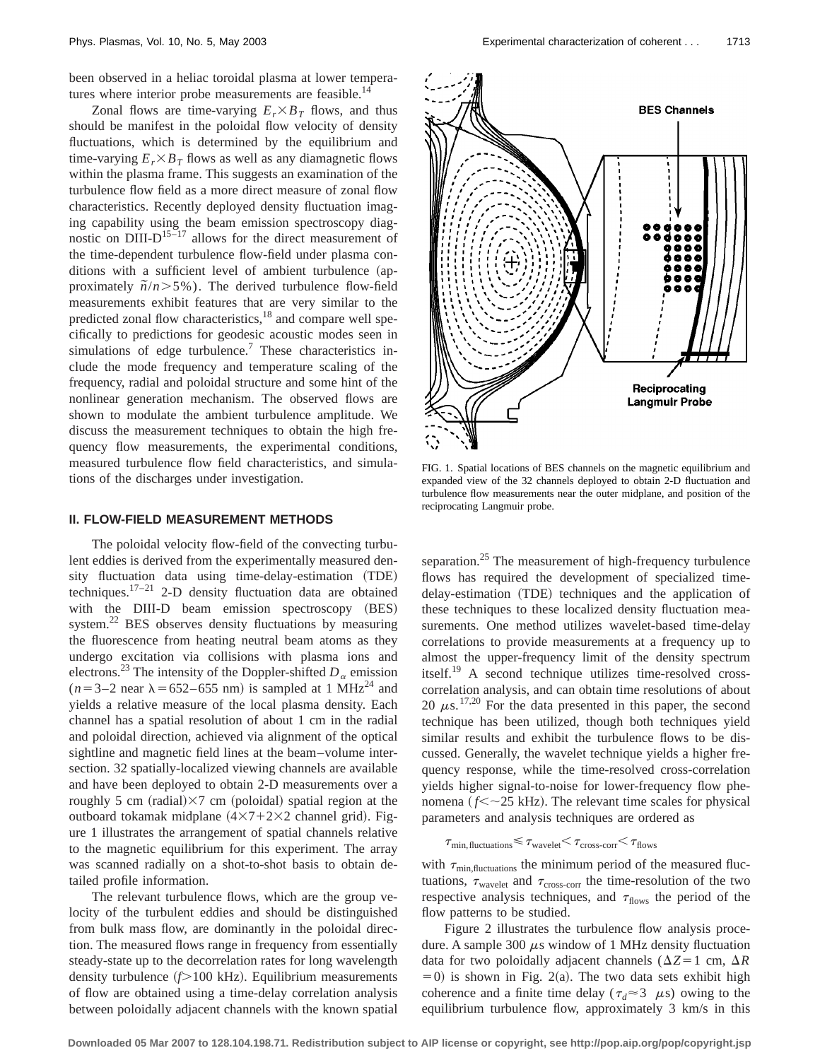been observed in a heliac toroidal plasma at lower temperatures where interior probe measurements are feasible.[14]

Zonal flows are time-varying $E_r \times B_T$ flows, and thus should be manifest in the poloidal flow velocity of density fluctuations, which is determined by the equilibrium and time-varying $E_r \times B_T$ flows as well as any diamagnetic flows within the plasma frame. This suggests an examination of the turbulence flow field as a more direct measure of zonal flow characteristics. Recently deployed density fluctuation imaging capability using the beam emission spectroscopy diagnostic on DIII-D[15–17] allows for the direct measurement of the time-dependent turbulence flow-field under plasma conditions with a sufficient level of ambient turbulence (approximately $\tilde{n}/n > 5\%$). The derived turbulence flow-field measurements exhibit features that are very similar to the predicted zonal flow characteristics,[18] and compare well specifically to predictions for geodesic acoustic modes seen in simulations of edge turbulence.[7] These characteristics include the mode frequency and temperature scaling of the frequency, radial and poloidal structure and some hint of the nonlinear generation mechanism. The observed flows are shown to modulate the ambient turbulence amplitude. We discuss the measurement techniques to obtain the high frequency flow measurements, the experimental conditions, measured turbulence flow field characteristics, and simulations of the discharges under investigation.

## II. FLOW-FIELD MEASUREMENT METHODS

The poloidal velocity flow-field of the convecting turbulent eddies is derived from the experimentally measured density fluctuation data using time-delay-estimation (TDE) techniques.[17–21] 2-D density fluctuation data are obtained with the DIII-D beam emission spectroscopy (BES) system.[22] BES observes density fluctuations by measuring the fluorescence from heating neutral beam atoms as they undergo excitation via collisions with plasma ions and electrons.[23] The intensity of the Doppler-shifted $D_\alpha$ emission ($n=3$–2 near $\lambda = 652$–655 nm) is sampled at 1 MHz[24] and yields a relative measure of the local plasma density. Each channel has a spatial resolution of about 1 cm in the radial and poloidal direction, achieved via alignment of the optical sightline and magnetic field lines at the beam–volume intersection. 32 spatially-localized viewing channels are available and have been deployed to obtain 2-D measurements over a roughly 5 cm (radial)×7 cm (poloidal) spatial region at the outboard tokamak midplane ($4\times7+2\times2$ channel grid). Figure 1 illustrates the arrangement of spatial channels relative to the magnetic equilibrium for this experiment. The array was scanned radially on a shot-to-shot basis to obtain detailed profile information.

The relevant turbulence flows, which are the group velocity of the turbulent eddies and should be distinguished from bulk mass flow, are dominantly in the poloidal direction. The measured flows range in frequency from essentially steady-state up to the decorrelation rates for long wavelength density turbulence ($f > 100$ kHz). Equilibrium measurements of flow are obtained using a time-delay correlation analysis between poloidally adjacent channels with the known spatial separation.[25] The measurement of high-frequency turbulence flows has required the development of specialized time-delay-estimation (TDE) techniques and the application of these techniques to these localized density fluctuation measurements. One method utilizes wavelet-based time-delay correlations to provide measurements at a frequency up to almost the upper-frequency limit of the density spectrum itself.[19] A second technique utilizes time-resolved cross-correlation analysis, and can obtain time resolutions of about 20 $\mu$s.[17,20] For the data presented in this paper, the second technique has been utilized, though both techniques yield similar results and exhibit the turbulence flows to be discussed. Generally, the wavelet technique yields a higher frequency response, while the time-resolved cross-correlation yields higher signal-to-noise for lower-frequency flow phenomena ($f < \sim 25$ kHz). The relevant time scales for physical parameters and analysis techniques are ordered as

$$\tau_{\mathrm{min,fluctuations}} \leqslant \tau_{\mathrm{wavelet}} < \tau_{\mathrm{cross\text{-}corr}} < \tau_{\mathrm{flows}}$$

with $\tau_{\mathrm{min,fluctuations}}$ the minimum period of the measured fluctuations, $\tau_{\mathrm{wavelet}}$ and $\tau_{\mathrm{cross\text{-}corr}}$ the time-resolution of the two respective analysis techniques, and $\tau_{\mathrm{flows}}$ the period of the flow patterns to be studied.

Figure 2 illustrates the turbulence flow analysis procedure. A sample 300 $\mu$s window of 1 MHz density fluctuation data for two poloidally adjacent channels ($\Delta Z = 1$ cm, $\Delta R = 0$) is shown in Fig. 2(a). The two data sets exhibit high coherence and a finite time delay ($\tau_d \approx 3$ $\mu$s) owing to the equilibrium turbulence flow, approximately 3 km/s in this

FIG. 1. Spatial locations of BES channels on the magnetic equilibrium and expanded view of the 32 channels deployed to obtain 2-D fluctuation and turbulence flow measurements near the outer midplane, and position of the reciprocating Langmuir probe.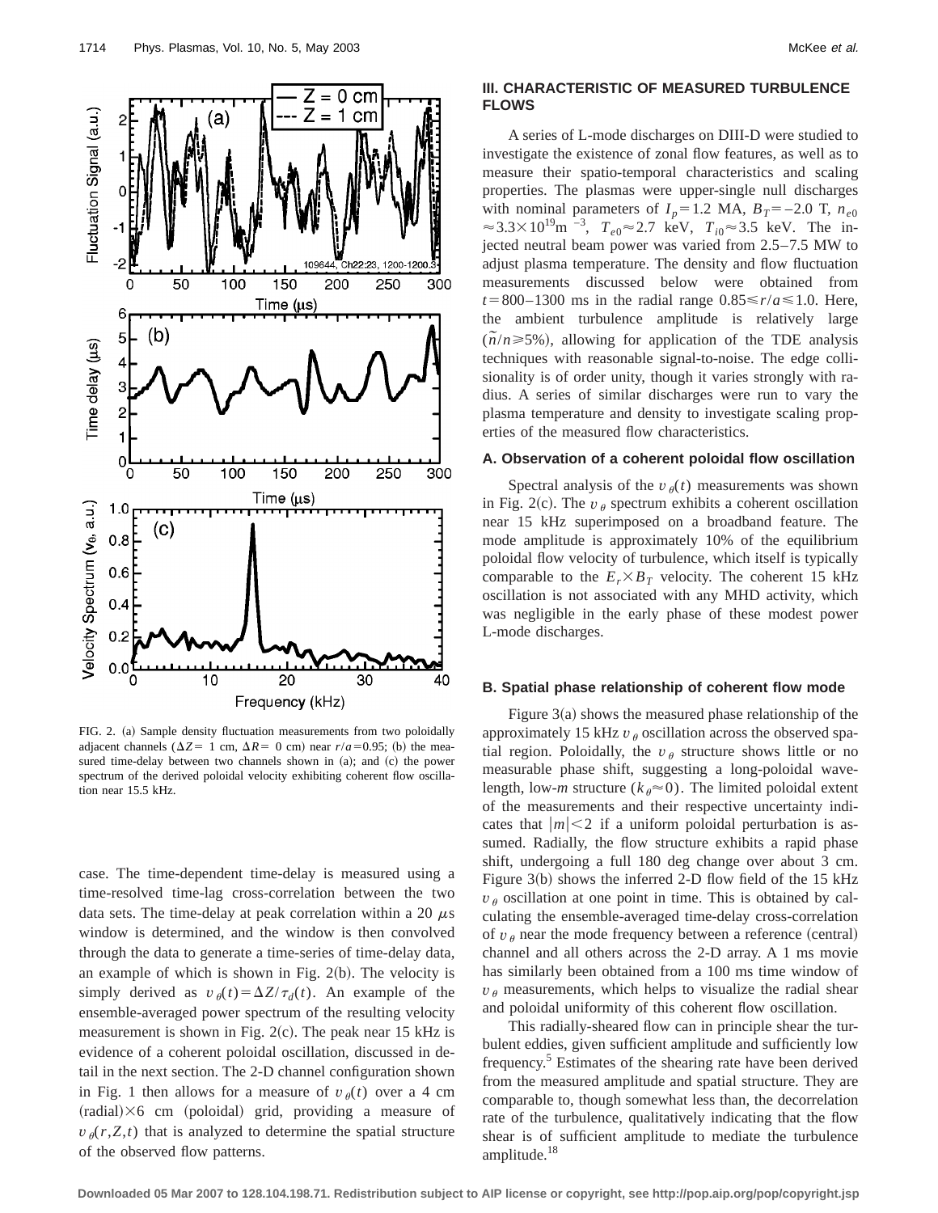FIG. 2. (a) Sample density fluctuation measurements from two poloidally adjacent channels ($\Delta Z = 1$ cm, $\Delta R = 0$ cm) near $r/a = 0.95$; (b) the measured time-delay between two channels shown in (a); and (c) the power spectrum of the derived poloidal velocity exhibiting coherent flow oscillation near 15.5 kHz.

case. The time-dependent time-delay is measured using a time-resolved time-lag cross-correlation between the two data sets. The time-delay at peak correlation within a 20 $\mu$s window is determined, and the window is then convolved through the data to generate a time-series of time-delay data, an example of which is shown in Fig. 2(b). The velocity is simply derived as $v_\theta(t) = \Delta Z/\tau_d(t)$. An example of the ensemble-averaged power spectrum of the resulting velocity measurement is shown in Fig. 2(c). The peak near 15 kHz is evidence of a coherent poloidal oscillation, discussed in detail in the next section. The 2-D channel configuration shown in Fig. 1 then allows for a measure of $v_\theta(t)$ over a 4 cm (radial)×6 cm (poloidal) grid, providing a measure of $v_\theta(r,Z,t)$ that is analyzed to determine the spatial structure of the observed flow patterns.

## III. CHARACTERISTIC OF MEASURED TURBULENCE FLOWS

A series of L-mode discharges on DIII-D were studied to investigate the existence of zonal flow features, as well as to measure their spatio-temporal characteristics and scaling properties. The plasmas were upper-single null discharges with nominal parameters of $I_p = 1.2$ MA, $B_T = -2.0$ T, $n_{e0} \approx 3.3 \times 10^{19}\text{m}^{-3}$, $T_{e0} \approx 2.7$ keV, $T_{i0} \approx 3.5$ keV. The injected neutral beam power was varied from 2.5–7.5 MW to adjust plasma temperature. The density and flow fluctuation measurements discussed below were obtained from $t = 800$–1300 ms in the radial range $0.85 \leqslant r/a \leqslant 1.0$. Here, the ambient turbulence amplitude is relatively large ($\tilde{n}/n \geqslant 5\%$), allowing for application of the TDE analysis techniques with reasonable signal-to-noise. The edge collisionality is of order unity, though it varies strongly with radius. A series of similar discharges were run to vary the plasma temperature and density to investigate scaling properties of the measured flow characteristics.

### A. Observation of a coherent poloidal flow oscillation

Spectral analysis of the $v_\theta(t)$ measurements was shown in Fig. 2(c). The $v_\theta$ spectrum exhibits a coherent oscillation near 15 kHz superimposed on a broadband feature. The mode amplitude is approximately 10% of the equilibrium poloidal flow velocity of turbulence, which itself is typically comparable to the $E_r \times B_T$ velocity. The coherent 15 kHz oscillation is not associated with any MHD activity, which was negligible in the early phase of these modest power L-mode discharges.

### B. Spatial phase relationship of coherent flow mode

Figure 3(a) shows the measured phase relationship of the approximately 15 kHz $v_\theta$ oscillation across the observed spatial region. Poloidally, the $v_\theta$ structure shows little or no measurable phase shift, suggesting a long-poloidal wavelength, low-$m$ structure ($k_\theta \approx 0$). The limited poloidal extent of the measurements and their respective uncertainty indicates that $|m| < 2$ if a uniform poloidal perturbation is assumed. Radially, the flow structure exhibits a rapid phase shift, undergoing a full 180 deg change over about 3 cm. Figure 3(b) shows the inferred 2-D flow field of the 15 kHz $v_\theta$ oscillation at one point in time. This is obtained by calculating the ensemble-averaged time-delay cross-correlation of $v_\theta$ near the mode frequency between a reference (central) channel and all others across the 2-D array. A 1 ms movie has similarly been obtained from a 100 ms time window of $v_\theta$ measurements, which helps to visualize the radial shear and poloidal uniformity of this coherent flow oscillation.

This radially-sheared flow can in principle shear the turbulent eddies, given sufficient amplitude and sufficiently low frequency.[5] Estimates of the shearing rate have been derived from the measured amplitude and spatial structure. They are comparable to, though somewhat less than, the decorrelation rate of the turbulence, qualitatively indicating that the flow shear is of sufficient amplitude to mediate the turbulence amplitude.[18]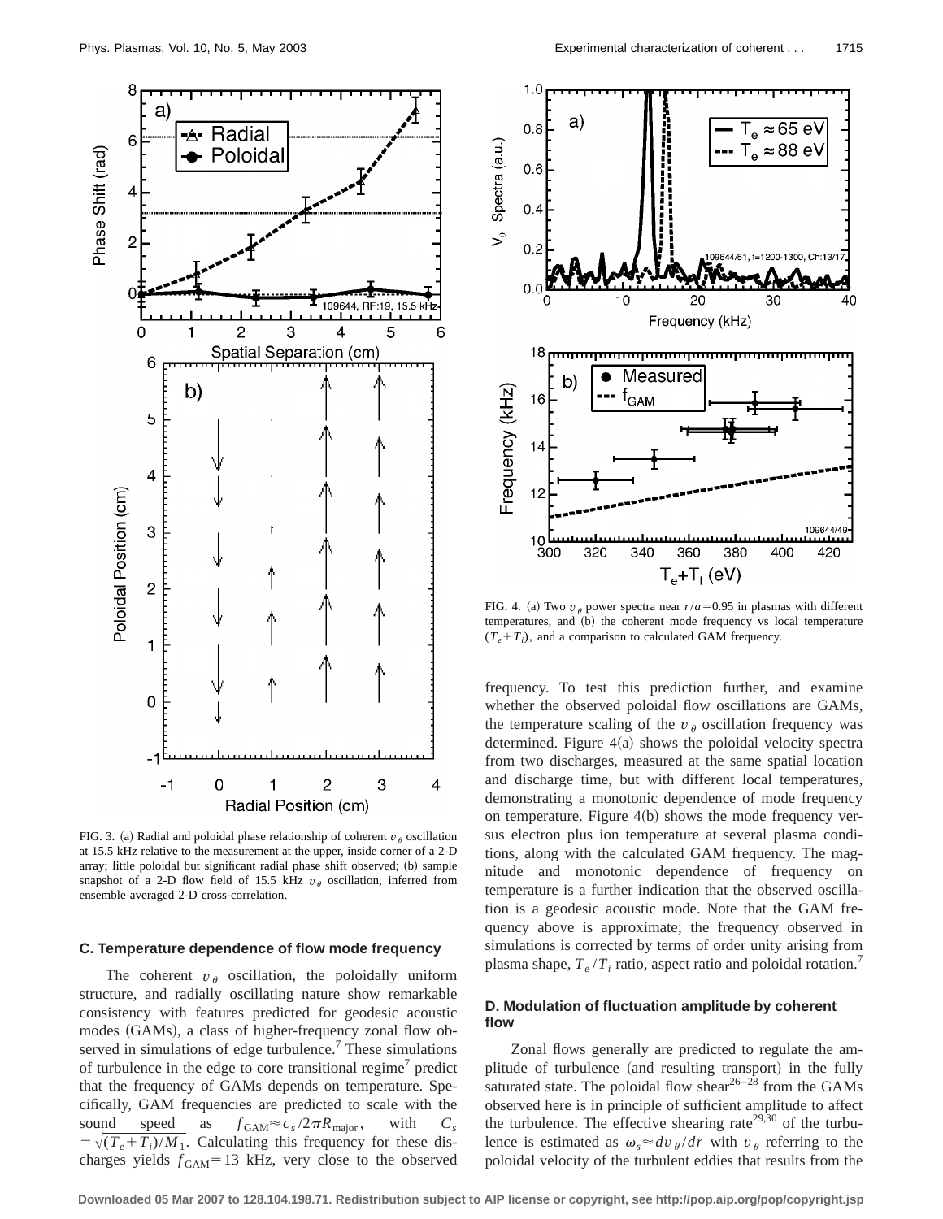FIG. 3. (a) Radial and poloidal phase relationship of coherent $v_\theta$ oscillation at 15.5 kHz relative to the measurement at the upper, inside corner of a 2-D array; little poloidal but significant radial phase shift observed; (b) sample snapshot of a 2-D flow field of 15.5 kHz $v_\theta$ oscillation, inferred from ensemble-averaged 2-D cross-correlation.

FIG. 4. (a) Two $v_\theta$ power spectra near $r/a = 0.95$ in plasmas with different temperatures, and (b) the coherent mode frequency vs local temperature $(T_e + T_i)$, and a comparison to calculated GAM frequency.

### C. Temperature dependence of flow mode frequency

The coherent $v_\theta$ oscillation, the poloidally uniform structure, and radially oscillating nature show remarkable consistency with features predicted for geodesic acoustic modes (GAMs), a class of higher-frequency zonal flow observed in simulations of edge turbulence.[7] These simulations of turbulence in the edge to core transitional regime[7] predict that the frequency of GAMs depends on temperature. Specifically, GAM frequencies are predicted to scale with the sound speed as $f_{\mathrm{GAM}} \approx c_s / 2\pi R_{\mathrm{major}}$, with $C_s = \sqrt{(T_e + T_i)/M_1}$. Calculating this frequency for these discharges yields $f_{\mathrm{GAM}} = 13$ kHz, very close to the observed frequency. To test this prediction further, and examine whether the observed poloidal flow oscillations are GAMs, the temperature scaling of the $v_\theta$ oscillation frequency was determined. Figure 4(a) shows the poloidal velocity spectra from two discharges, measured at the same spatial location and discharge time, but with different local temperatures, demonstrating a monotonic dependence of mode frequency on temperature. Figure 4(b) shows the mode frequency versus electron plus ion temperature at several plasma conditions, along with the calculated GAM frequency. The magnitude and monotonic dependence of frequency on temperature is a further indication that the observed oscillation is a geodesic acoustic mode. Note that the GAM frequency above is approximate; the frequency observed in simulations is corrected by terms of order unity arising from plasma shape, $T_e/T_i$ ratio, aspect ratio and poloidal rotation.[7]

### D. Modulation of fluctuation amplitude by coherent flow

Zonal flows generally are predicted to regulate the amplitude of turbulence (and resulting transport) in the fully saturated state. The poloidal flow shear[26–28] from the GAMs observed here is in principle of sufficient amplitude to affect the turbulence. The effective shearing rate[29,30] of the turbulence is estimated as $\omega_s \approx dv_\theta/dr$ with $v_\theta$ referring to the poloidal velocity of the turbulent eddies that results from the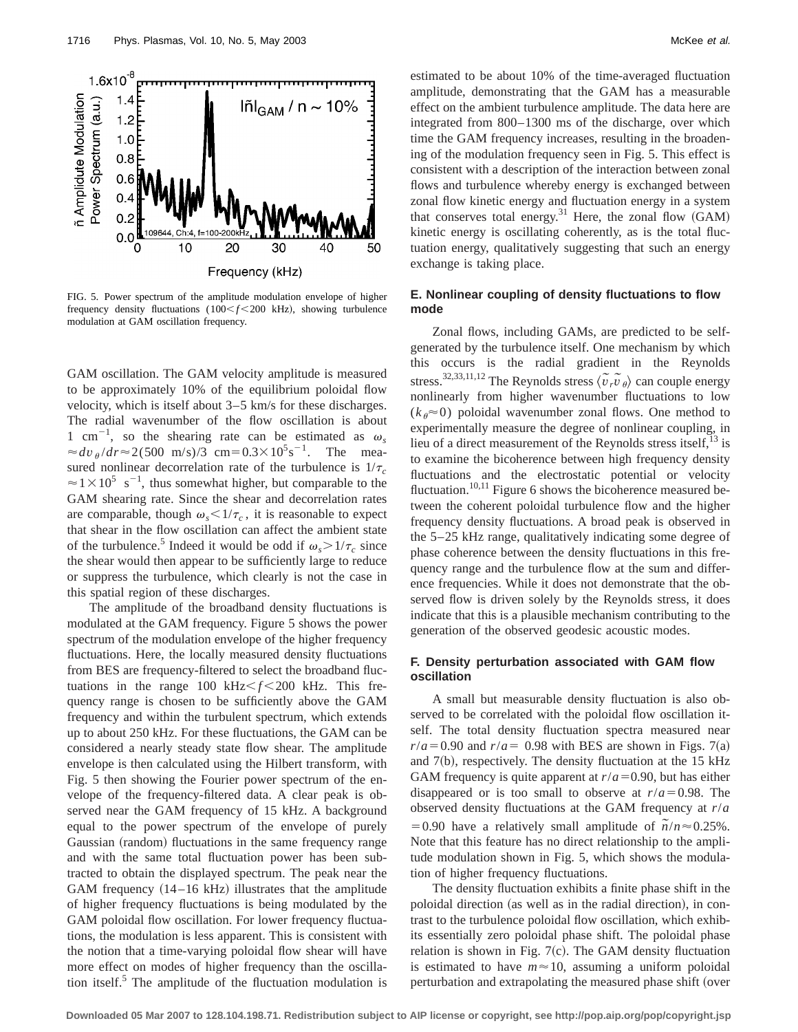FIG. 5. Power spectrum of the amplitude modulation envelope of higher frequency density fluctuations ($100<f<200$ kHz), showing turbulence modulation at GAM oscillation frequency.

GAM oscillation. The GAM velocity amplitude is measured to be approximately 10% of the equilibrium poloidal flow velocity, which is itself about 3–5 km/s for these discharges. The radial wavenumber of the flow oscillation is about 1 cm$^{-1}$, so the shearing rate can be estimated as $\omega_s \approx dv_\theta/dr \approx 2(500\text{ m/s})/3\text{ cm} = 0.3\times 10^5\text{s}^{-1}$. The measured nonlinear decorrelation rate of the turbulence is $1/\tau_c \approx 1\times 10^5\text{ s}^{-1}$, thus somewhat higher, but comparable to the GAM shearing rate. Since the shear and decorrelation rates are comparable, though $\omega_s < 1/\tau_c$, it is reasonable to expect that shear in the flow oscillation can affect the ambient state of the turbulence.[5] Indeed it would be odd if $\omega_s > 1/\tau_c$ since the shear would then appear to be sufficiently large to reduce or suppress the turbulence, which clearly is not the case in this spatial region of these discharges.

The amplitude of the broadband density fluctuations is modulated at the GAM frequency. Figure 5 shows the power spectrum of the modulation envelope of the higher frequency fluctuations. Here, the locally measured density fluctuations from BES are frequency-filtered to select the broadband fluctuations in the range 100 kHz$<f<$200 kHz. This frequency range is chosen to be sufficiently above the GAM frequency and within the turbulent spectrum, which extends up to about 250 kHz. For these fluctuations, the GAM can be considered a nearly steady state flow shear. The amplitude envelope is then calculated using the Hilbert transform, with Fig. 5 then showing the Fourier power spectrum of the envelope of the frequency-filtered data. A clear peak is observed near the GAM frequency of 15 kHz. A background equal to the power spectrum of the envelope of purely Gaussian (random) fluctuations in the same frequency range and with the same total fluctuation power has been subtracted to obtain the displayed spectrum. The peak near the GAM frequency (14–16 kHz) illustrates that the amplitude of higher frequency fluctuations is being modulated by the GAM poloidal flow oscillation. For lower frequency fluctuations, the modulation is less apparent. This is consistent with the notion that a time-varying poloidal flow shear will have more effect on modes of higher frequency than the oscillation itself.[5] The amplitude of the fluctuation modulation is estimated to be about 10% of the time-averaged fluctuation amplitude, demonstrating that the GAM has a measurable effect on the ambient turbulence amplitude. The data here are integrated from 800–1300 ms of the discharge, over which time the GAM frequency increases, resulting in the broadening of the modulation frequency seen in Fig. 5. This effect is consistent with a description of the interaction between zonal flows and turbulence whereby energy is exchanged between zonal flow kinetic energy and fluctuation energy in a system that conserves total energy.[31] Here, the zonal flow (GAM) kinetic energy is oscillating coherently, as is the total fluctuation energy, qualitatively suggesting that such an energy exchange is taking place.

### E. Nonlinear coupling of density fluctuations to flow mode

Zonal flows, including GAMs, are predicted to be self-generated by the turbulence itself. One mechanism by which this occurs is the radial gradient in the Reynolds stress.[32,33,11,12] The Reynolds stress $\langle \tilde{v}_r \tilde{v}_\theta \rangle$ can couple energy nonlinearly from higher wavenumber fluctuations to low ($k_\theta \approx 0$) poloidal wavenumber zonal flows. One method to experimentally measure the degree of nonlinear coupling, in lieu of a direct measurement of the Reynolds stress itself,[13] is to examine the bicoherence between high frequency density fluctuations and the electrostatic potential or velocity fluctuation.[10,11] Figure 6 shows the bicoherence measured between the coherent poloidal turbulence flow and the higher frequency density fluctuations. A broad peak is observed in the 5–25 kHz range, qualitatively indicating some degree of phase coherence between the density fluctuations in this frequency range and the turbulence flow at the sum and difference frequencies. While it does not demonstrate that the observed flow is driven solely by the Reynolds stress, it does indicate that this is a plausible mechanism contributing to the generation of the observed geodesic acoustic modes.

### F. Density perturbation associated with GAM flow oscillation

A small but measurable density fluctuation is also observed to be correlated with the poloidal flow oscillation itself. The total density fluctuation spectra measured near $r/a=0.90$ and $r/a=0.98$ with BES are shown in Figs. 7(a) and 7(b), respectively. The density fluctuation at the 15 kHz GAM frequency is quite apparent at $r/a=0.90$, but has either disappeared or is too small to observe at $r/a=0.98$. The observed density fluctuations at the GAM frequency at $r/a=0.90$ have a relatively small amplitude of $\tilde{n}/n \approx 0.25\%$. Note that this feature has no direct relationship to the amplitude modulation shown in Fig. 5, which shows the modulation of higher frequency fluctuations.

The density fluctuation exhibits a finite phase shift in the poloidal direction (as well as in the radial direction), in contrast to the turbulence poloidal flow oscillation, which exhibits essentially zero poloidal phase shift. The poloidal phase relation is shown in Fig. 7(c). The GAM density fluctuation is estimated to have $m\approx 10$, assuming a uniform poloidal perturbation and extrapolating the measured phase shift (over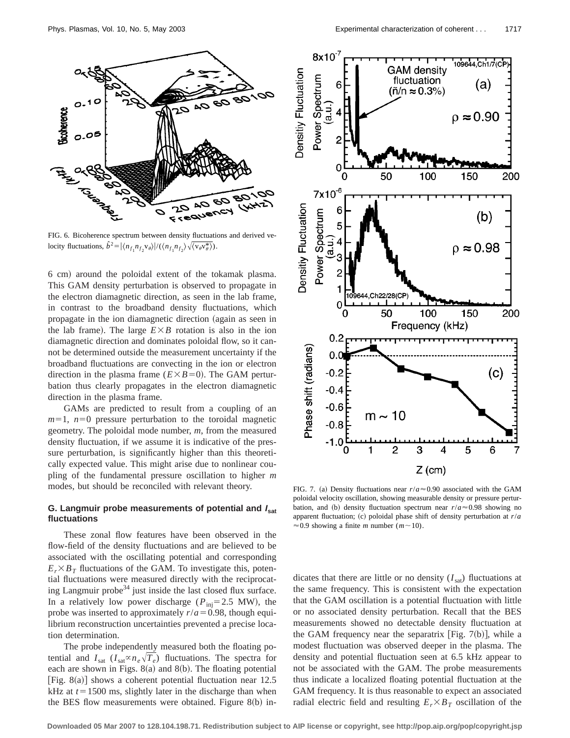FIG. 6. Bicoherence spectrum between density fluctuations and derived velocity fluctuations, $\hat{b}^2 = |\langle n_{f_1} n_{f_2} v_\theta \rangle| / (\langle n_{f_1} n_{f_2} \rangle \sqrt{\langle v_\theta v_\theta^* \rangle})$.

6 cm) around the poloidal extent of the tokamak plasma. This GAM density perturbation is observed to propagate in the electron diamagnetic direction, as seen in the lab frame, in contrast to the broadband density fluctuations, which propagate in the ion diamagnetic direction (again as seen in the lab frame). The large $E \times B$ rotation is also in the ion diamagnetic direction and dominates poloidal flow, so it cannot be determined outside the measurement uncertainty if the broadband fluctuations are convecting in the ion or electron direction in the plasma frame ($E \times B = 0$). The GAM perturbation thus clearly propagates in the electron diamagnetic direction in the plasma frame.

GAMs are predicted to result from a coupling of an $m=1$, $n=0$ pressure perturbation to the toroidal magnetic geometry. The poloidal mode number, $m$, from the measured density fluctuation, if we assume it is indicative of the pressure perturbation, is significantly higher than this theoretically expected value. This might arise due to nonlinear coupling of the fundamental pressure oscillation to higher $m$ modes, but should be reconciled with relevant theory.

### G. Langmuir probe measurements of potential and $I_{\mathrm{sat}}$ fluctuations

These zonal flow features have been observed in the flow-field of the density fluctuations and are believed to be associated with the oscillating potential and corresponding $E_r \times B_T$ fluctuations of the GAM. To investigate this, potential fluctuations were measured directly with the reciprocating Langmuir probe[34] just inside the last closed flux surface. In a relatively low power discharge ($P_{\mathrm{inj}} = 2.5$ MW), the probe was inserted to approximately $r/a = 0.98$, though equilibrium reconstruction uncertainties prevented a precise location determination.

The probe independently measured both the floating potential and $I_{\mathrm{sat}}$ ($I_{\mathrm{sat}} \propto n_e \sqrt{T_e}$) fluctuations. The spectra for each are shown in Figs. 8(a) and 8(b). The floating potential [Fig. 8(a)] shows a coherent potential fluctuation near 12.5 kHz at $t = 1500$ ms, slightly later in the discharge than when the BES flow measurements were obtained. Figure 8(b) indicates that there are little or no density ($I_{\mathrm{sat}}$) fluctuations at the same frequency. This is consistent with the expectation that the GAM oscillation is a potential fluctuation with little or no associated density perturbation. Recall that the BES measurements showed no detectable density fluctuation at the GAM frequency near the separatrix [Fig. 7(b)], while a modest fluctuation was observed deeper in the plasma. The density and potential fluctuation seen at 6.5 kHz appear to not be associated with the GAM. The probe measurements thus indicate a localized floating potential fluctuation at the GAM frequency. It is thus reasonable to expect an associated radial electric field and resulting $E_r \times B_T$ oscillation of the

FIG. 7. (a) Density fluctuations near $r/a \approx 0.90$ associated with the GAM poloidal velocity oscillation, showing measurable density or pressure perturbation, and (b) density fluctuation spectrum near $r/a \approx 0.98$ showing no apparent fluctuation; (c) poloidal phase shift of density perturbation at $r/a \approx 0.9$ showing a finite $m$ number ($m \sim 10$).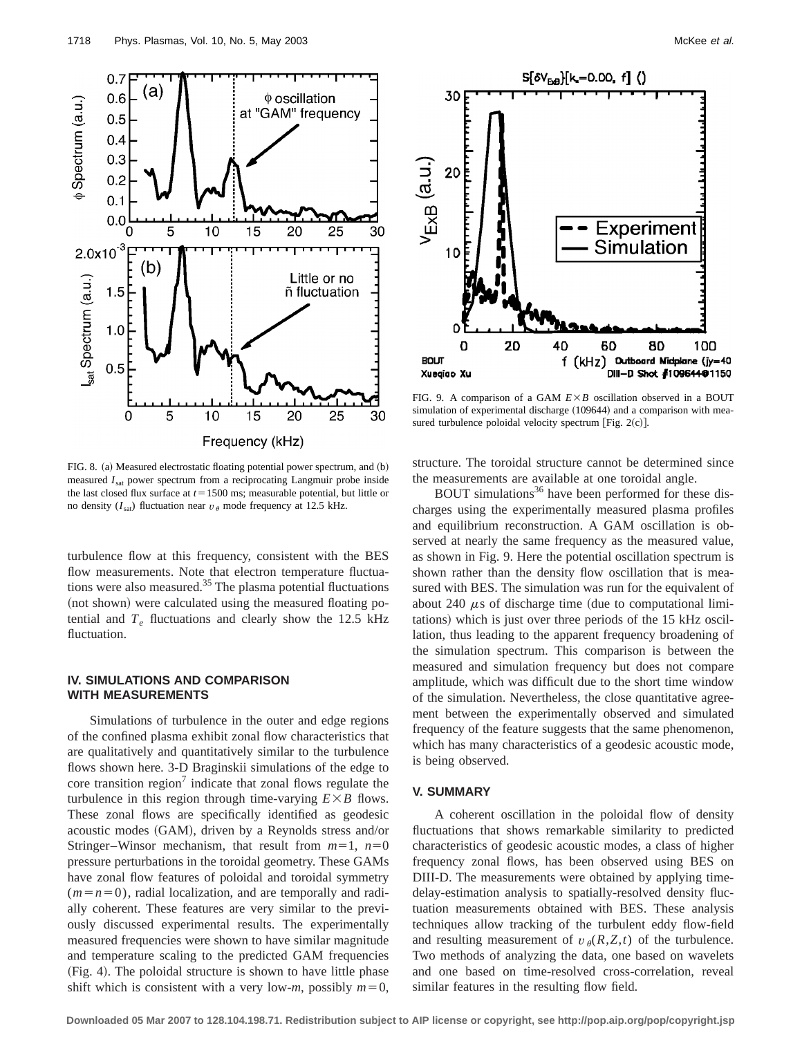FIG. 8. (a) Measured electrostatic floating potential power spectrum, and (b) measured $I_{sat}$ power spectrum from a reciprocating Langmuir probe inside the last closed flux surface at $t=1500$ ms; measurable potential, but little or no density ($I_{sat}$) fluctuation near $v_\theta$ mode frequency at 12.5 kHz.

turbulence flow at this frequency, consistent with the BES flow measurements. Note that electron temperature fluctuations were also measured.[35] The plasma potential fluctuations (not shown) were calculated using the measured floating potential and $T_e$ fluctuations and clearly show the 12.5 kHz fluctuation.

## IV. SIMULATIONS AND COMPARISON WITH MEASUREMENTS

Simulations of turbulence in the outer and edge regions of the confined plasma exhibit zonal flow characteristics that are qualitatively and quantitatively similar to the turbulence flows shown here. 3-D Braginskii simulations of the edge to core transition region[7] indicate that zonal flows regulate the turbulence in this region through time-varying $E\times B$ flows. These zonal flows are specifically identified as geodesic acoustic modes (GAM), driven by a Reynolds stress and/or Stringer–Winsor mechanism, that result from $m=1$, $n=0$ pressure perturbations in the toroidal geometry. These GAMs have zonal flow features of poloidal and toroidal symmetry ($m=n=0$), radial localization, and are temporally and radially coherent. These features are very similar to the previously discussed experimental results. The experimentally measured frequencies were shown to have similar magnitude and temperature scaling to the predicted GAM frequencies (Fig. 4). The poloidal structure is shown to have little phase shift which is consistent with a very low-$m$, possibly $m=0$, structure. The toroidal structure cannot be determined since the measurements are available at one toroidal angle.

BOUT simulations[36] have been performed for these discharges using the experimentally measured plasma profiles and equilibrium reconstruction. A GAM oscillation is observed at nearly the same frequency as the measured value, as shown in Fig. 9. Here the potential oscillation spectrum is shown rather than the density flow oscillation that is measured with BES. The simulation was run for the equivalent of about 240 $\mu$s of discharge time (due to computational limitations) which is just over three periods of the 15 kHz oscillation, thus leading to the apparent frequency broadening of the simulation spectrum. This comparison is between the measured and simulation frequency but does not compare amplitude, which was difficult due to the short time window of the simulation. Nevertheless, the close quantitative agreement between the experimentally observed and simulated frequency of the feature suggests that the same phenomenon, which has many characteristics of a geodesic acoustic mode, is being observed.

FIG. 9. A comparison of a GAM $E\times B$ oscillation observed in a BOUT simulation of experimental discharge (109644) and a comparison with measured turbulence poloidal velocity spectrum [Fig. 2(c)].

## V. SUMMARY

A coherent oscillation in the poloidal flow of density fluctuations that shows remarkable similarity to predicted characteristics of geodesic acoustic modes, a class of higher frequency zonal flows, has been observed using BES on DIII-D. The measurements were obtained by applying time-delay-estimation analysis to spatially-resolved density fluctuation measurements obtained with BES. These analysis techniques allow tracking of the turbulent eddy flow-field and resulting measurement of $v_\theta(R,Z,t)$ of the turbulence. Two methods of analyzing the data, one based on wavelets and one based on time-resolved cross-correlation, reveal similar features in the resulting flow field.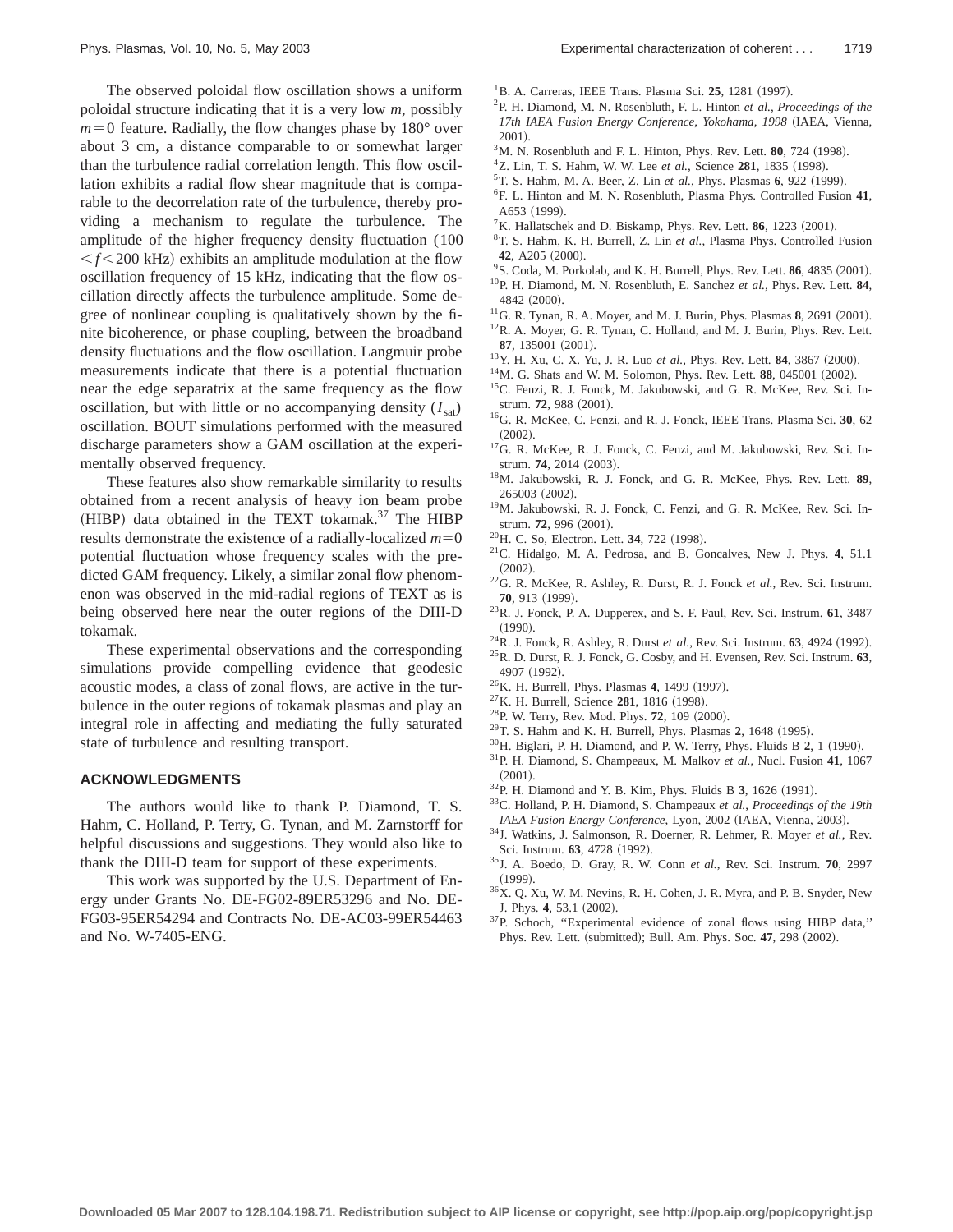The observed poloidal flow oscillation shows a uniform poloidal structure indicating that it is a very low *m*, possibly $m=0$ feature. Radially, the flow changes phase by 180° over about 3 cm, a distance comparable to or somewhat larger than the turbulence radial correlation length. This flow oscillation exhibits a radial flow shear magnitude that is comparable to the decorrelation rate of the turbulence, thereby providing a mechanism to regulate the turbulence. The amplitude of the higher frequency density fluctuation $(100 < f < 200 \text{ kHz})$ exhibits an amplitude modulation at the flow oscillation frequency of 15 kHz, indicating that the flow oscillation directly affects the turbulence amplitude. Some degree of nonlinear coupling is qualitatively shown by the finite bicoherence, or phase coupling, between the broadband density fluctuations and the flow oscillation. Langmuir probe measurements indicate that there is a potential fluctuation near the edge separatrix at the same frequency as the flow oscillation, but with little or no accompanying density $(I_{sat})$ oscillation. BOUT simulations performed with the measured discharge parameters show a GAM oscillation at the experimentally observed frequency.

These features also show remarkable similarity to results obtained from a recent analysis of heavy ion beam probe (HIBP) data obtained in the TEXT tokamak.[37] The HIBP results demonstrate the existence of a radially-localized $m=0$ potential fluctuation whose frequency scales with the predicted GAM frequency. Likely, a similar zonal flow phenomenon was observed in the mid-radial regions of TEXT as is being observed here near the outer regions of the DIII-D tokamak.

These experimental observations and the corresponding simulations provide compelling evidence that geodesic acoustic modes, a class of zonal flows, are active in the turbulence in the outer regions of tokamak plasmas and play an integral role in affecting and mediating the fully saturated state of turbulence and resulting transport.

## ACKNOWLEDGMENTS

The authors would like to thank P. Diamond, T. S. Hahm, C. Holland, P. Terry, G. Tynan, and M. Zarnstorff for helpful discussions and suggestions. They would also like to thank the DIII-D team for support of these experiments.

This work was supported by the U.S. Department of Energy under Grants No. DE-FG02-89ER53296 and No. DE-FG03-95ER54294 and Contracts No. DE-AC03-99ER54463 and No. W-7405-ENG.

[1] B. A. Carreras, IEEE Trans. Plasma Sci. **25**, 1281 (1997).

[2] P. H. Diamond, M. N. Rosenbluth, F. L. Hinton *et al.*, *Proceedings of the 17th IAEA Fusion Energy Conference, Yokohama, 1998* (IAEA, Vienna, 2001).

[3] M. N. Rosenbluth and F. L. Hinton, Phys. Rev. Lett. **80**, 724 (1998).

[4] Z. Lin, T. S. Hahm, W. W. Lee *et al.*, Science **281**, 1835 (1998).

[5] T. S. Hahm, M. A. Beer, Z. Lin *et al.*, Phys. Plasmas **6**, 922 (1999).

[6] F. L. Hinton and M. N. Rosenbluth, Plasma Phys. Controlled Fusion **41**, A653 (1999).

[7] K. Hallatschek and D. Biskamp, Phys. Rev. Lett. **86**, 1223 (2001).

[8] T. S. Hahm, K. H. Burrell, Z. Lin *et al.*, Plasma Phys. Controlled Fusion **42**, A205 (2000).

[9] S. Coda, M. Porkolab, and K. H. Burrell, Phys. Rev. Lett. **86**, 4835 (2001).

[10] P. H. Diamond, M. N. Rosenbluth, E. Sanchez *et al.*, Phys. Rev. Lett. **84**, 4842 (2000).

[11] G. R. Tynan, R. A. Moyer, and M. J. Burin, Phys. Plasmas **8**, 2691 (2001).

[12] R. A. Moyer, G. R. Tynan, C. Holland, and M. J. Burin, Phys. Rev. Lett. **87**, 135001 (2001).

[13] Y. H. Xu, C. X. Yu, J. R. Luo *et al.*, Phys. Rev. Lett. **84**, 3867 (2000).

[14] M. G. Shats and W. M. Solomon, Phys. Rev. Lett. **88**, 045001 (2002).

[15] C. Fenzi, R. J. Fonck, M. Jakubowski, and G. R. McKee, Rev. Sci. Instrum. **72**, 988 (2001).

[16] G. R. McKee, C. Fenzi, and R. J. Fonck, IEEE Trans. Plasma Sci. **30**, 62 (2002).

[17] G. R. McKee, R. J. Fonck, C. Fenzi, and M. Jakubowski, Rev. Sci. Instrum. **74**, 2014 (2003).

[18] M. Jakubowski, R. J. Fonck, and G. R. McKee, Phys. Rev. Lett. **89**, 265003 (2002).

[19] M. Jakubowski, R. J. Fonck, C. Fenzi, and G. R. McKee, Rev. Sci. Instrum. **72**, 996 (2001).

[20] H. C. So, Electron. Lett. **34**, 722 (1998).

[21] C. Hidalgo, M. A. Pedrosa, and B. Goncalves, New J. Phys. **4**, 51.1 (2002).

[22] G. R. McKee, R. Ashley, R. Durst, R. J. Fonck *et al.*, Rev. Sci. Instrum. **70**, 913 (1999).

[23] R. J. Fonck, P. A. Dupperex, and S. F. Paul, Rev. Sci. Instrum. **61**, 3487 (1990).

[24] R. J. Fonck, R. Ashley, R. Durst *et al.*, Rev. Sci. Instrum. **63**, 4924 (1992).

[25] R. D. Durst, R. J. Fonck, G. Cosby, and H. Evensen, Rev. Sci. Instrum. **63**, 4907 (1992).

[26] K. H. Burrell, Phys. Plasmas **4**, 1499 (1997).

[27] K. H. Burrell, Science **281**, 1816 (1998).

[28] P. W. Terry, Rev. Mod. Phys. **72**, 109 (2000).

[29] T. S. Hahm and K. H. Burrell, Phys. Plasmas **2**, 1648 (1995).

[30] H. Biglari, P. H. Diamond, and P. W. Terry, Phys. Fluids B **2**, 1 (1990).

[31] P. H. Diamond, S. Champeaux, M. Malkov *et al.*, Nucl. Fusion **41**, 1067 (2001).

[32] P. H. Diamond and Y. B. Kim, Phys. Fluids B **3**, 1626 (1991).

[33] C. Holland, P. H. Diamond, S. Champeaux *et al.*, *Proceedings of the 19th IAEA Fusion Energy Conference*, Lyon, 2002 (IAEA, Vienna, 2003).

[34] J. Watkins, J. Salmonson, R. Doerner, R. Lehmer, R. Moyer *et al.*, Rev. Sci. Instrum. **63**, 4728 (1992).

[35] J. A. Boedo, D. Gray, R. W. Conn *et al.*, Rev. Sci. Instrum. **70**, 2997 (1999).

[36] X. Q. Xu, W. M. Nevins, R. H. Cohen, J. R. Myra, and P. B. Snyder, New J. Phys. **4**, 53.1 (2002).

[37] P. Schoch, "Experimental evidence of zonal flows using HIBP data," Phys. Rev. Lett. (submitted); Bull. Am. Phys. Soc. **47**, 298 (2002).